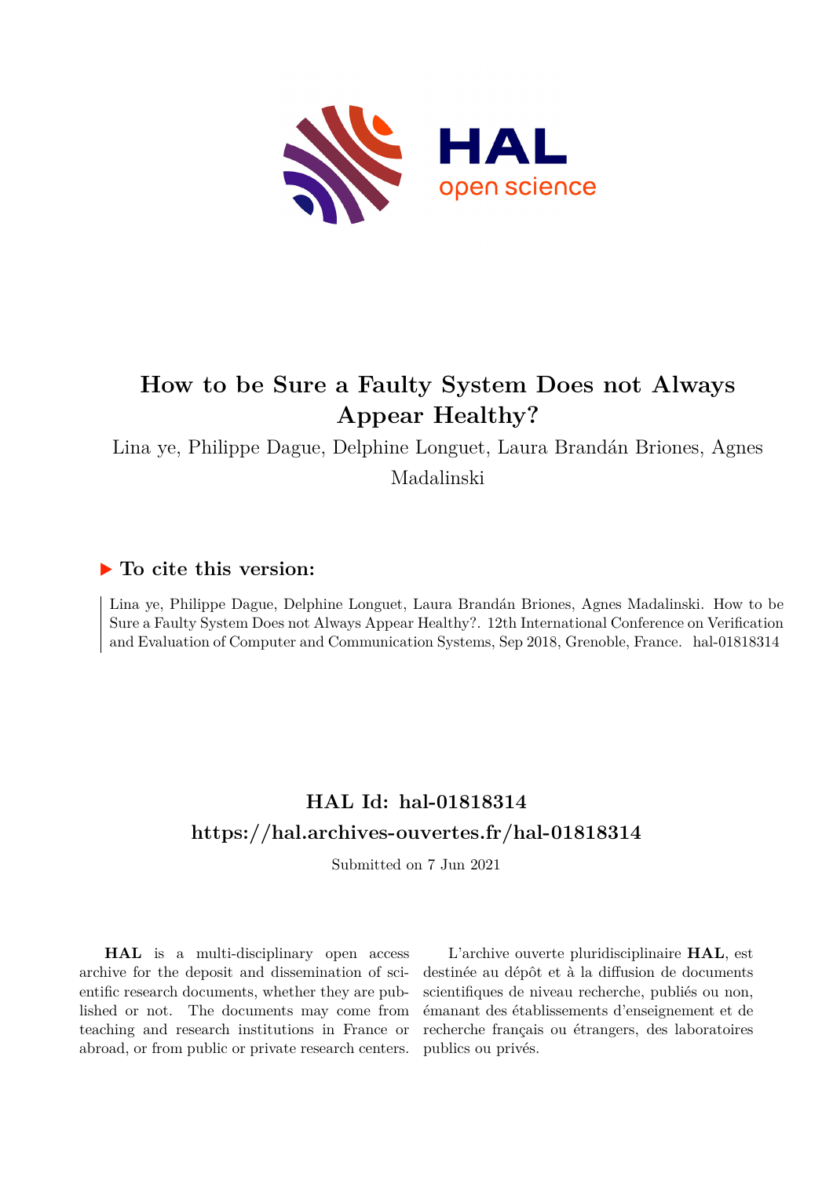# How to be Sure a Faulty System Does not Always Appear Healthy?

Lina ye, Philippe Dague, Delphine Longuet, Laura Brandán Briones, Agnes Madalinski

## ▶ To cite this version:

Lina ye, Philippe Dague, Delphine Longuet, Laura Brandán Briones, Agnes Madalinski. How to be Sure a Faulty System Does not Always Appear Healthy?. 12th International Conference on Verification and Evaluation of Computer and Communication Systems, Sep 2018, Grenoble, France. hal-01818314

## HAL Id: hal-01818314

## https://hal.archives-ouvertes.fr/hal-01818314

Submitted on 7 Jun 2021

**HAL** is a multi-disciplinary open access archive for the deposit and dissemination of scientific research documents, whether they are published or not. The documents may come from teaching and research institutions in France or abroad, or from public or private research centers.

L'archive ouverte pluridisciplinaire **HAL**, est destinée au dépôt et à la diffusion de documents scientifiques de niveau recherche, publiés ou non, émanant des établissements d'enseignement et de recherche français ou étrangers, des laboratoires publics ou privés.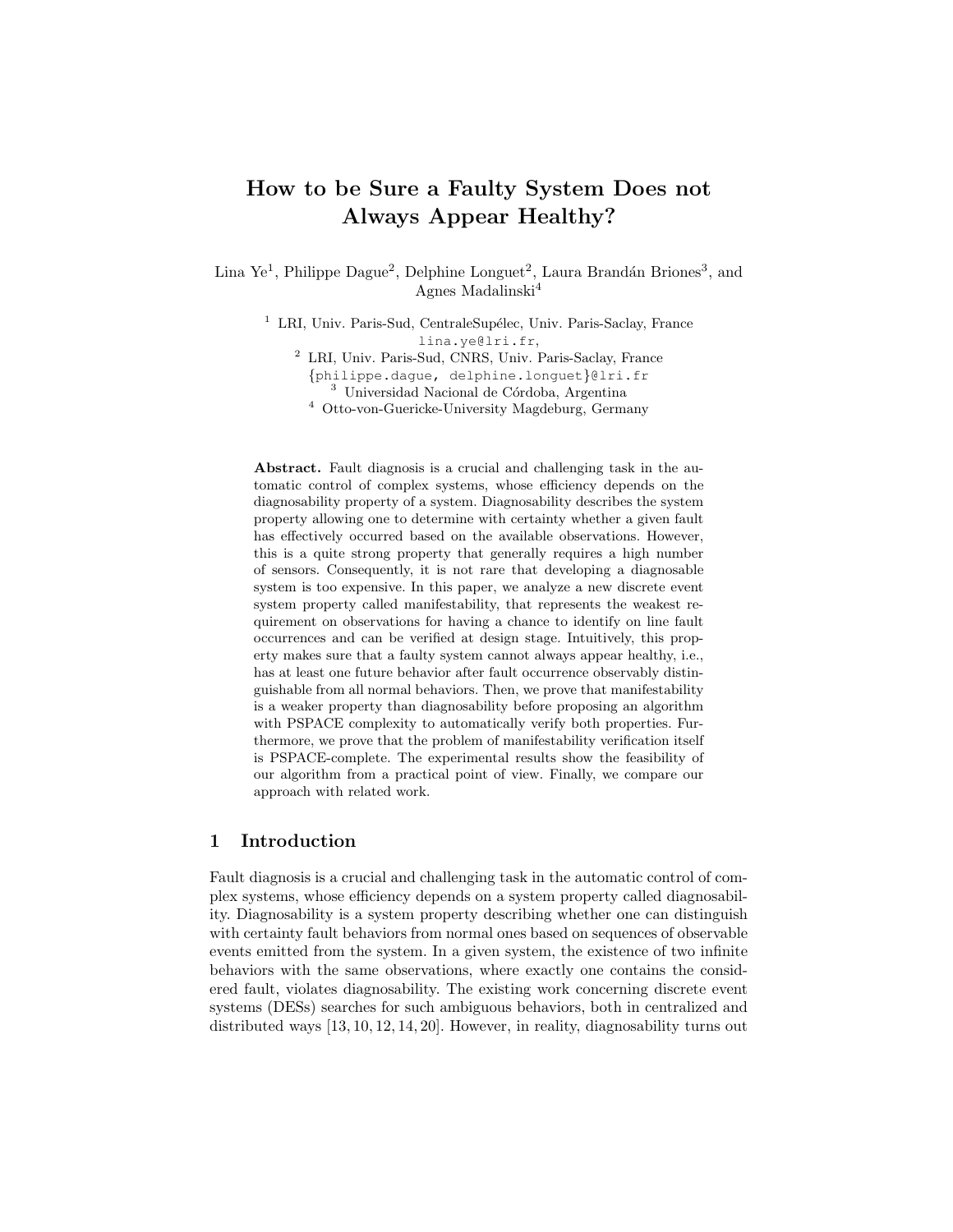# How to be Sure a Faulty System Does not Always Appear Healthy?

Lina Ye[1], Philippe Dague[2], Delphine Longuet[2], Laura Brandán Briones[3], and Agnes Madalinski[4]

[1] LRI, Univ. Paris-Sud, CentraleSupélec, Univ. Paris-Saclay, France
lina.ye@lri.fr,

[2] LRI, Univ. Paris-Sud, CNRS, Univ. Paris-Saclay, France
{philippe.dague, delphine.longuet}@lri.fr

[3] Universidad Nacional de Córdoba, Argentina

[4] Otto-von-Guericke-University Magdeburg, Germany

**Abstract.** Fault diagnosis is a crucial and challenging task in the automatic control of complex systems, whose efficiency depends on the diagnosability property of a system. Diagnosability describes the system property allowing one to determine with certainty whether a given fault has effectively occurred based on the available observations. However, this is a quite strong property that generally requires a high number of sensors. Consequently, it is not rare that developing a diagnosable system is too expensive. In this paper, we analyze a new discrete event system property called manifestability, that represents the weakest requirement on observations for having a chance to identify on line fault occurrences and can be verified at design stage. Intuitively, this property makes sure that a faulty system cannot always appear healthy, i.e., has at least one future behavior after fault occurrence observably distinguishable from all normal behaviors. Then, we prove that manifestability is a weaker property than diagnosability before proposing an algorithm with PSPACE complexity to automatically verify both properties. Furthermore, we prove that the problem of manifestability verification itself is PSPACE-complete. The experimental results show the feasibility of our algorithm from a practical point of view. Finally, we compare our approach with related work.

## 1 Introduction

Fault diagnosis is a crucial and challenging task in the automatic control of complex systems, whose efficiency depends on a system property called diagnosability. Diagnosability is a system property describing whether one can distinguish with certainty fault behaviors from normal ones based on sequences of observable events emitted from the system. In a given system, the existence of two infinite behaviors with the same observations, where exactly one contains the considered fault, violates diagnosability. The existing work concerning discrete event systems (DESs) searches for such ambiguous behaviors, both in centralized and distributed ways [13, 10, 12, 14, 20]. However, in reality, diagnosability turns out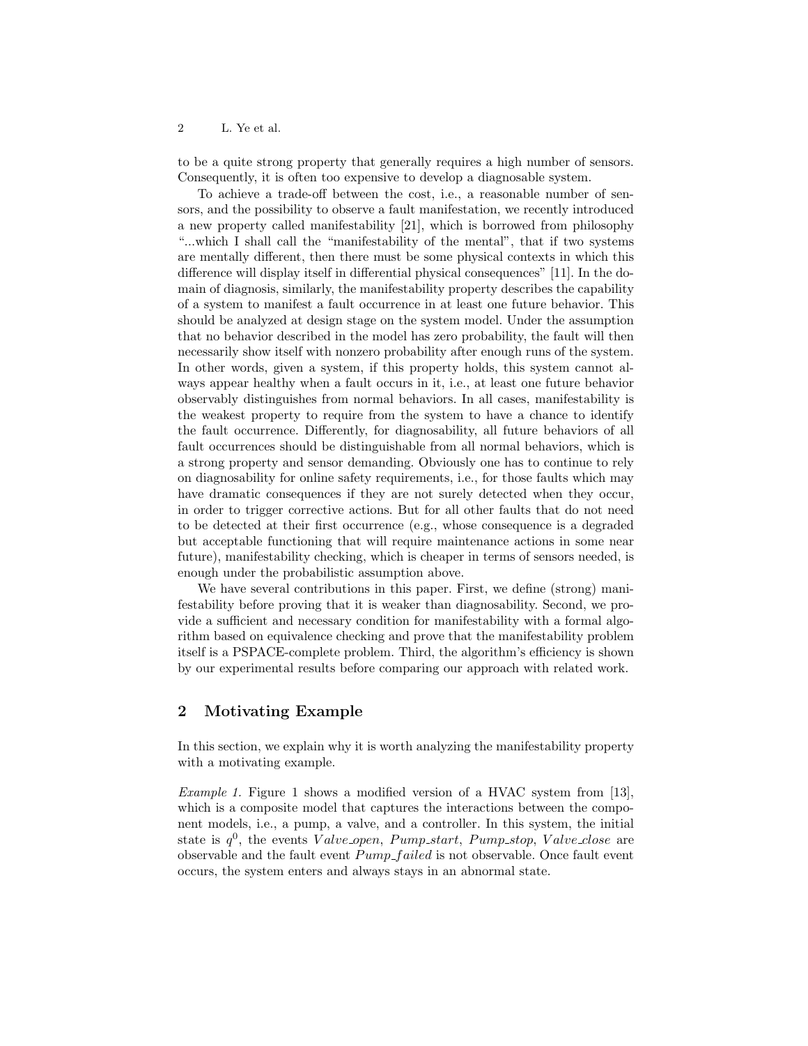to be a quite strong property that generally requires a high number of sensors. Consequently, it is often too expensive to develop a diagnosable system.

To achieve a trade-off between the cost, i.e., a reasonable number of sensors, and the possibility to observe a fault manifestation, we recently introduced a new property called manifestability [21], which is borrowed from philosophy "...which I shall call the "manifestability of the mental", that if two systems are mentally different, then there must be some physical contexts in which this difference will display itself in differential physical consequences" [11]. In the domain of diagnosis, similarly, the manifestability property describes the capability of a system to manifest a fault occurrence in at least one future behavior. This should be analyzed at design stage on the system model. Under the assumption that no behavior described in the model has zero probability, the fault will then necessarily show itself with nonzero probability after enough runs of the system. In other words, given a system, if this property holds, this system cannot always appear healthy when a fault occurs in it, i.e., at least one future behavior observably distinguishes from normal behaviors. In all cases, manifestability is the weakest property to require from the system to have a chance to identify the fault occurrence. Differently, for diagnosability, all future behaviors of all fault occurrences should be distinguishable from all normal behaviors, which is a strong property and sensor demanding. Obviously one has to continue to rely on diagnosability for online safety requirements, i.e., for those faults which may have dramatic consequences if they are not surely detected when they occur, in order to trigger corrective actions. But for all other faults that do not need to be detected at their first occurrence (e.g., whose consequence is a degraded but acceptable functioning that will require maintenance actions in some near future), manifestability checking, which is cheaper in terms of sensors needed, is enough under the probabilistic assumption above.

We have several contributions in this paper. First, we define (strong) manifestability before proving that it is weaker than diagnosability. Second, we provide a sufficient and necessary condition for manifestability with a formal algorithm based on equivalence checking and prove that the manifestability problem itself is a PSPACE-complete problem. Third, the algorithm's efficiency is shown by our experimental results before comparing our approach with related work.

## 2 Motivating Example

In this section, we explain why it is worth analyzing the manifestability property with a motivating example.

*Example 1.* Figure 1 shows a modified version of a HVAC system from [13], which is a composite model that captures the interactions between the component models, i.e., a pump, a valve, and a controller. In this system, the initial state is $q^0$, the events $Valve\_open$, $Pump\_start$, $Pump\_stop$, $Valve\_close$ are observable and the fault event $Pump\_failed$ is not observable. Once fault event occurs, the system enters and always stays in an abnormal state.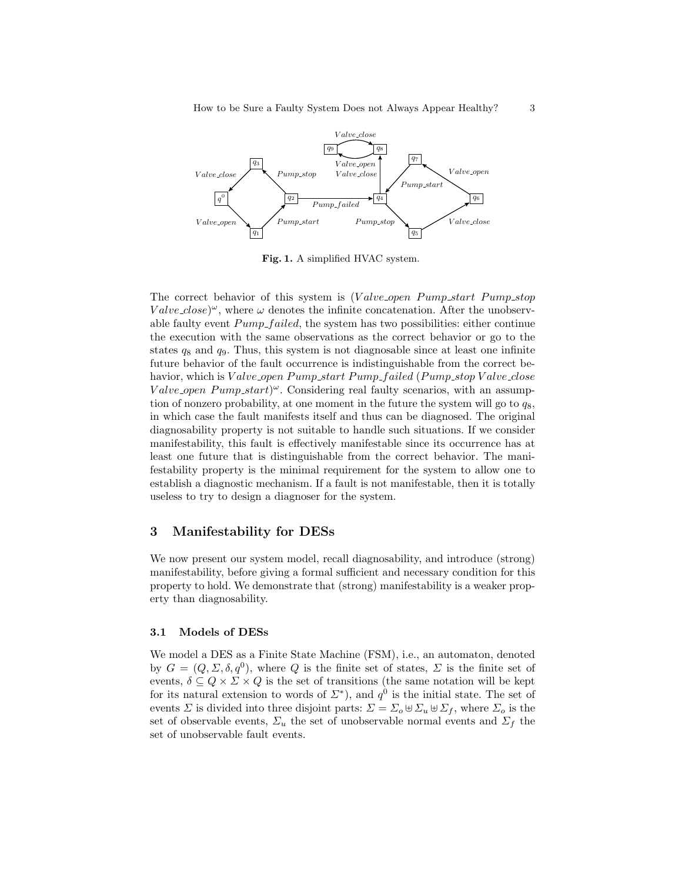Fig. 1. A simplified HVAC system.

The correct behavior of this system is $(Valve\_open\ Pump\_start\ Pump\_stop\ Valve\_close)^\omega$, where $\omega$ denotes the infinite concatenation. After the unobservable faulty event $Pump\_failed$, the system has two possibilities: either continue the execution with the same observations as the correct behavior or go to the states $q_8$ and $q_9$. Thus, this system is not diagnosable since at least one infinite future behavior of the fault occurrence is indistinguishable from the correct behavior, which is $Valve\_open\ Pump\_start\ Pump\_failed\ (Pump\_stop\ Valve\_close\ Valve\_open\ Pump\_start)^\omega$. Considering real faulty scenarios, with an assumption of nonzero probability, at one moment in the future the system will go to $q_8$, in which case the fault manifests itself and thus can be diagnosed. The original diagnosability property is not suitable to handle such situations. If we consider manifestability, this fault is effectively manifestable since its occurrence has at least one future that is distinguishable from the correct behavior. The manifestability property is the minimal requirement for the system to allow one to establish a diagnostic mechanism. If a fault is not manifestable, then it is totally useless to try to design a diagnoser for the system.

## 3 Manifestability for DESs

We now present our system model, recall diagnosability, and introduce (strong) manifestability, before giving a formal sufficient and necessary condition for this property to hold. We demonstrate that (strong) manifestability is a weaker property than diagnosability.

### 3.1 Models of DESs

We model a DES as a Finite State Machine (FSM), i.e., an automaton, denoted by $G = (Q, \Sigma, \delta, q^0)$, where $Q$ is the finite set of states, $\Sigma$ is the finite set of events, $\delta \subseteq Q \times \Sigma \times Q$ is the set of transitions (the same notation will be kept for its natural extension to words of $\Sigma^*$), and $q^0$ is the initial state. The set of events $\Sigma$ is divided into three disjoint parts: $\Sigma = \Sigma_o \uplus \Sigma_u \uplus \Sigma_f$, where $\Sigma_o$ is the set of observable events, $\Sigma_u$ the set of unobservable normal events and $\Sigma_f$ the set of unobservable fault events.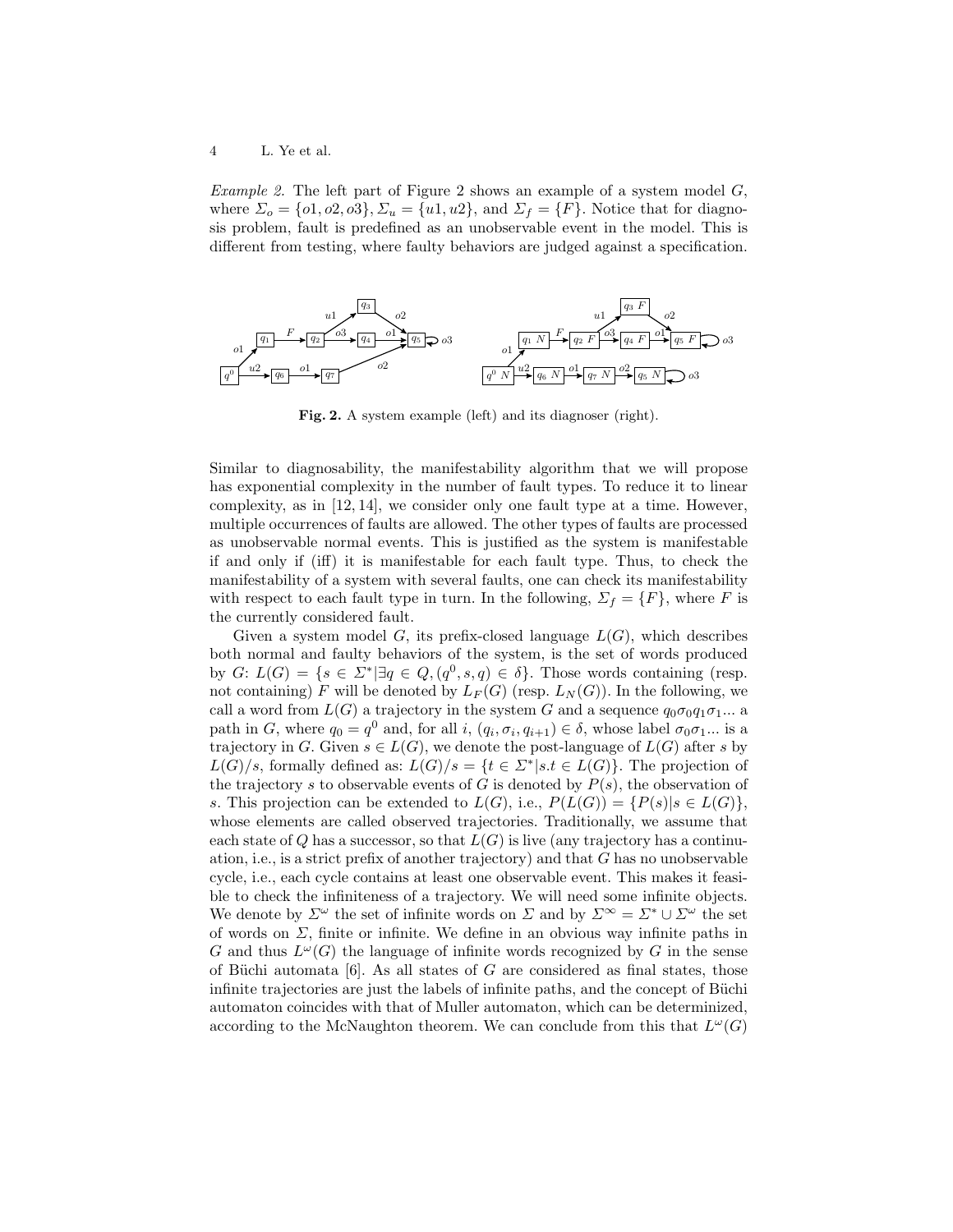*Example 2.* The left part of Figure 2 shows an example of a system model $G$, where $\Sigma_o = \{o1, o2, o3\}$, $\Sigma_u = \{u1, u2\}$, and $\Sigma_f = \{F\}$. Notice that for diagnosis problem, fault is predefined as an unobservable event in the model. This is different from testing, where faulty behaviors are judged against a specification.

**Fig. 2.** A system example (left) and its diagnoser (right).

Similar to diagnosability, the manifestability algorithm that we will propose has exponential complexity in the number of fault types. To reduce it to linear complexity, as in [12, 14], we consider only one fault type at a time. However, multiple occurrences of faults are allowed. The other types of faults are processed as unobservable normal events. This is justified as the system is manifestable if and only if (iff) it is manifestable for each fault type. Thus, to check the manifestability of a system with several faults, one can check its manifestability with respect to each fault type in turn. In the following, $\Sigma_f = \{F\}$, where $F$ is the currently considered fault.

Given a system model $G$, its prefix-closed language $L(G)$, which describes both normal and faulty behaviors of the system, is the set of words produced by $G$: $L(G) = \{s \in \Sigma^* | \exists q \in Q, (q^0, s, q) \in \delta\}$. Those words containing (resp. not containing) $F$ will be denoted by $L_F(G)$ (resp. $L_N(G)$). In the following, we call a word from $L(G)$ a trajectory in the system $G$ and a sequence $q_0\sigma_0 q_1\sigma_1...$ a path in $G$, where $q_0 = q^0$ and, for all $i$, $(q_i, \sigma_i, q_{i+1}) \in \delta$, whose label $\sigma_0\sigma_1...$ is a trajectory in $G$. Given $s \in L(G)$, we denote the post-language of $L(G)$ after $s$ by $L(G)/s$, formally defined as: $L(G)/s = \{t \in \Sigma^* | s.t \in L(G)\}$. The projection of the trajectory $s$ to observable events of $G$ is denoted by $P(s)$, the observation of $s$. This projection can be extended to $L(G)$, i.e., $P(L(G)) = \{P(s) | s \in L(G)\}$, whose elements are called observed trajectories. Traditionally, we assume that each state of $Q$ has a successor, so that $L(G)$ is live (any trajectory has a continuation, i.e., is a strict prefix of another trajectory) and that $G$ has no unobservable cycle, i.e., each cycle contains at least one observable event. This makes it feasible to check the infiniteness of a trajectory. We will need some infinite objects. We denote by $\Sigma^\omega$ the set of infinite words on $\Sigma$ and by $\Sigma^\infty = \Sigma^* \cup \Sigma^\omega$ the set of words on $\Sigma$, finite or infinite. We define in an obvious way infinite paths in $G$ and thus $L^\omega(G)$ the language of infinite words recognized by $G$ in the sense of Büchi automata [6]. As all states of $G$ are considered as final states, those infinite trajectories are just the labels of infinite paths, and the concept of Büchi automaton coincides with that of Muller automaton, which can be determinized, according to the McNaughton theorem. We can conclude from this that $L^\omega(G)$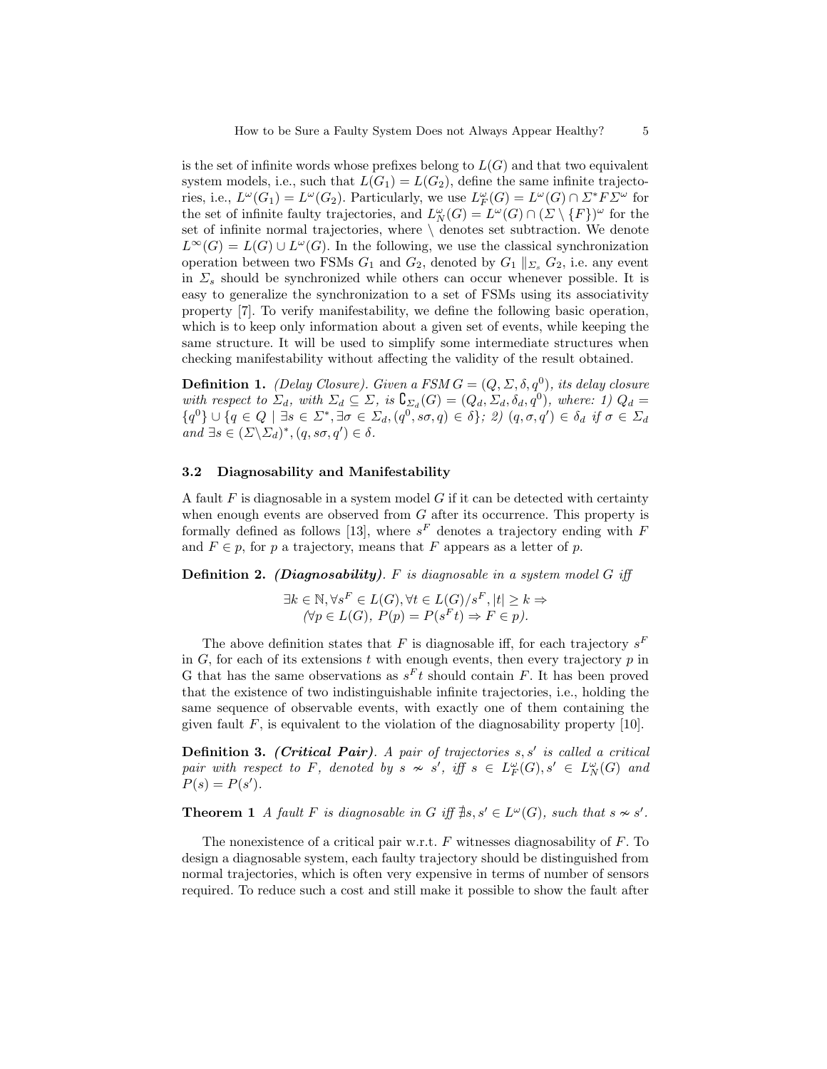is the set of infinite words whose prefixes belong to $L(G)$ and that two equivalent system models, i.e., such that $L(G_1) = L(G_2)$, define the same infinite trajectories, i.e., $L^\omega(G_1) = L^\omega(G_2)$. Particularly, we use $L^\omega_F(G) = L^\omega(G) \cap \Sigma^* F \Sigma^\omega$ for the set of infinite faulty trajectories, and $L^\omega_N(G) = L^\omega(G) \cap (\Sigma \setminus \{F\})^\omega$ for the set of infinite normal trajectories, where $\setminus$ denotes set subtraction. We denote $L^\infty(G) = L(G) \cup L^\omega(G)$. In the following, we use the classical synchronization operation between two FSMs $G_1$ and $G_2$, denoted by $G_1 \parallel_{\Sigma_s} G_2$, i.e. any event in $\Sigma_s$ should be synchronized while others can occur whenever possible. It is easy to generalize the synchronization to a set of FSMs using its associativity property [7]. To verify manifestability, we define the following basic operation, which is to keep only information about a given set of events, while keeping the same structure. It will be used to simplify some intermediate structures when checking manifestability without affecting the validity of the result obtained.

**Definition 1.** *(Delay Closure). Given a FSM $G = (Q, \Sigma, \delta, q^0)$, its delay closure with respect to $\Sigma_d$, with $\Sigma_d \subseteq \Sigma$, is $\complement_{\Sigma_d}(G) = (Q_d, \Sigma_d, \delta_d, q^0)$, where: 1) $Q_d = \{q^0\} \cup \{q \in Q \mid \exists s \in \Sigma^*, \exists \sigma \in \Sigma_d, (q^0, s\sigma, q) \in \delta\}$; 2) $(q, \sigma, q') \in \delta_d$ if $\sigma \in \Sigma_d$ and $\exists s \in (\Sigma \setminus \Sigma_d)^*, (q, s\sigma, q') \in \delta$.*

### 3.2 Diagnosability and Manifestability

A fault $F$ is diagnosable in a system model $G$ if it can be detected with certainty when enough events are observed from $G$ after its occurrence. This property is formally defined as follows [13], where $s^F$ denotes a trajectory ending with $F$ and $F \in p$, for $p$ a trajectory, means that $F$ appears as a letter of $p$.

**Definition 2.** ***(Diagnosability)***. *$F$ is diagnosable in a system model $G$ iff*

$$\exists k \in \mathbb{N}, \forall s^F \in L(G), \forall t \in L(G)/s^F, |t| \geq k \Rightarrow$$
$$(\forall p \in L(G),\ P(p) = P(s^F t) \Rightarrow F \in p).$$

The above definition states that $F$ is diagnosable iff, for each trajectory $s^F$ in $G$, for each of its extensions $t$ with enough events, then every trajectory $p$ in G that has the same observations as $s^F t$ should contain $F$. It has been proved that the existence of two indistinguishable infinite trajectories, i.e., holding the same sequence of observable events, with exactly one of them containing the given fault $F$, is equivalent to the violation of the diagnosability property [10].

**Definition 3.** ***(Critical Pair)***. *A pair of trajectories $s, s'$ is called a critical pair with respect to $F$, denoted by $s \nsim s'$, iff $s \in L^\omega_F(G), s' \in L^\omega_N(G)$ and $P(s) = P(s')$.*

**Theorem 1** *A fault $F$ is diagnosable in $G$ iff $\nexists s, s' \in L^\omega(G)$, such that $s \nsim s'$.*

The nonexistence of a critical pair w.r.t. $F$ witnesses diagnosability of $F$. To design a diagnosable system, each faulty trajectory should be distinguished from normal trajectories, which is often very expensive in terms of number of sensors required. To reduce such a cost and still make it possible to show the fault after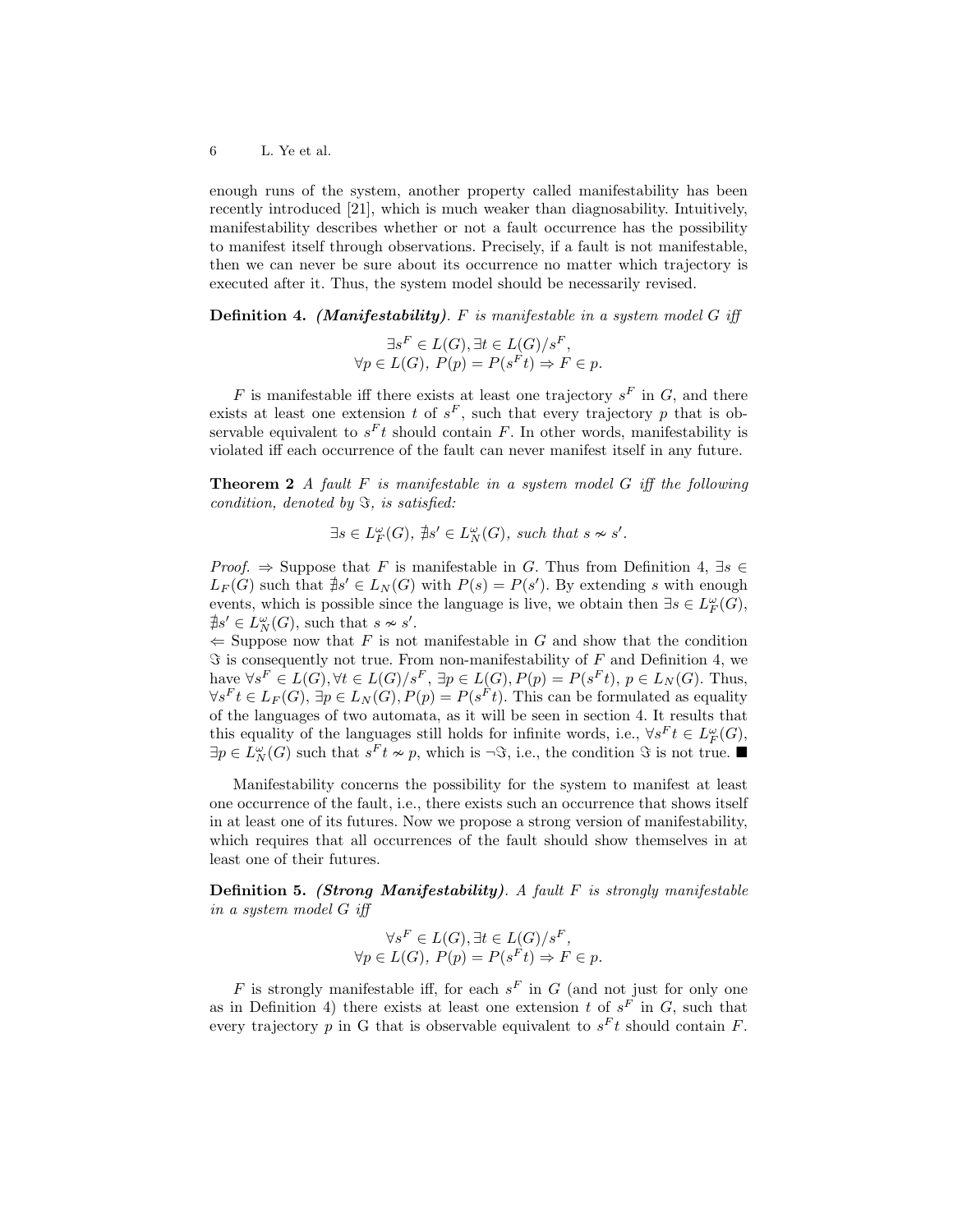enough runs of the system, another property called manifestability has been recently introduced [21], which is much weaker than diagnosability. Intuitively, manifestability describes whether or not a fault occurrence has the possibility to manifest itself through observations. Precisely, if a fault is not manifestable, then we can never be sure about its occurrence no matter which trajectory is executed after it. Thus, the system model should be necessarily revised.

**Definition 4.** ***(Manifestability)***. *$F$ is manifestable in a system model $G$ iff*

$$\exists s^F \in L(G), \exists t \in L(G)/s^F,$$
$$\forall p \in L(G),\ P(p) = P(s^F t) \Rightarrow F \in p.$$

$F$ is manifestable iff there exists at least one trajectory $s^F$ in $G$, and there exists at least one extension $t$ of $s^F$, such that every trajectory $p$ that is observable equivalent to $s^F t$ should contain $F$. In other words, manifestability is violated iff each occurrence of the fault can never manifest itself in any future.

**Theorem 2** *A fault $F$ is manifestable in a system model $G$ iff the following condition, denoted by $\Im$, is satisfied:*

$$\exists s \in L^\omega_F(G),\ \nexists s' \in L^\omega_N(G),\ \textit{such that}\ s \backsim s'.$$

*Proof.* $\Rightarrow$ Suppose that $F$ is manifestable in $G$. Thus from Definition 4, $\exists s \in L_F(G)$ such that $\nexists s' \in L_N(G)$ with $P(s) = P(s')$. By extending $s$ with enough events, which is possible since the language is live, we obtain then $\exists s \in L^\omega_F(G)$, $\nexists s' \in L^\omega_N(G)$, such that $s \backsim s'$.
$\Leftarrow$ Suppose now that $F$ is not manifestable in $G$ and show that the condition $\Im$ is consequently not true. From non-manifestability of $F$ and Definition 4, we have $\forall s^F \in L(G), \forall t \in L(G)/s^F$, $\exists p \in L(G), P(p) = P(s^F t)$, $p \in L_N(G)$. Thus, $\forall s^F t \in L_F(G)$, $\exists p \in L_N(G), P(p) = P(s^F t)$. This can be formulated as equality of the languages of two automata, as it will be seen in section 4. It results that this equality of the languages still holds for infinite words, i.e., $\forall s^F t \in L^\omega_F(G)$, $\exists p \in L^\omega_N(G)$ such that $s^F t \backsim p$, which is $\neg\Im$, i.e., the condition $\Im$ is not true. ■

Manifestability concerns the possibility for the system to manifest at least one occurrence of the fault, i.e., there exists such an occurrence that shows itself in at least one of its futures. Now we propose a strong version of manifestability, which requires that all occurrences of the fault should show themselves in at least one of their futures.

**Definition 5.** ***(Strong Manifestability)***. *A fault $F$ is strongly manifestable in a system model $G$ iff*

$$\forall s^F \in L(G), \exists t \in L(G)/s^F,$$
$$\forall p \in L(G),\ P(p) = P(s^F t) \Rightarrow F \in p.$$

$F$ is strongly manifestable iff, for each $s^F$ in $G$ (and not just for only one as in Definition 4) there exists at least one extension $t$ of $s^F$ in $G$, such that every trajectory $p$ in G that is observable equivalent to $s^F t$ should contain $F$.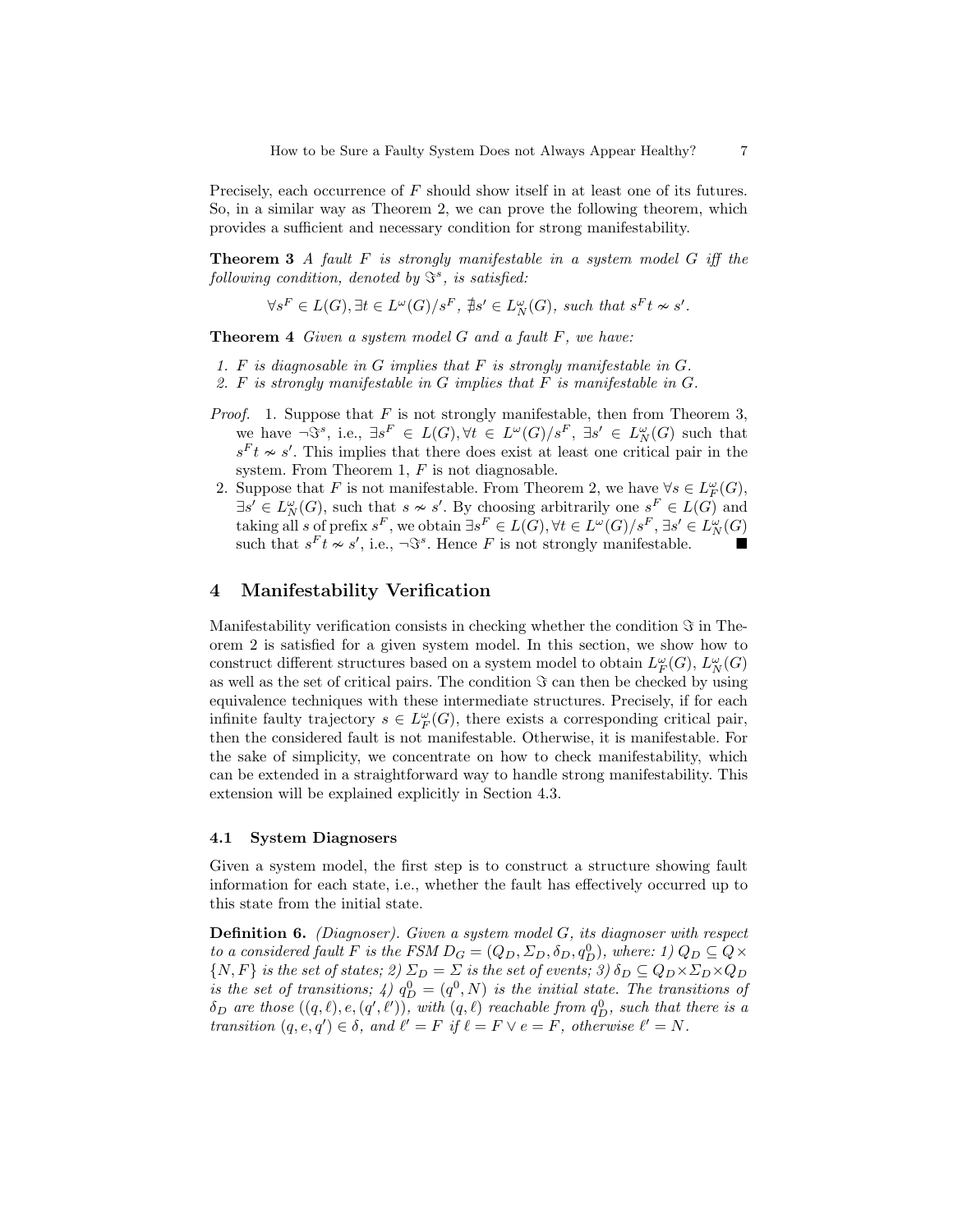Precisely, each occurrence of $F$ should show itself in at least one of its futures. So, in a similar way as Theorem 2, we can prove the following theorem, which provides a sufficient and necessary condition for strong manifestability.

**Theorem 3** *A fault $F$ is strongly manifestable in a system model $G$ iff the following condition, denoted by $\Im^s$, is satisfied:*

$$\forall s^F \in L(G), \exists t \in L^\omega(G)/s^F, \nexists s' \in L_N^\omega(G), \text{ such that } s^F t \backsim s'.$$

**Theorem 4** *Given a system model $G$ and a fault $F$, we have:*

1. *$F$ is diagnosable in $G$ implies that $F$ is strongly manifestable in $G$.*
2. *$F$ is strongly manifestable in $G$ implies that $F$ is manifestable in $G$.*

*Proof.*
1. Suppose that $F$ is not strongly manifestable, then from Theorem 3, we have $\neg\Im^s$, i.e., $\exists s^F \in L(G), \forall t \in L^\omega(G)/s^F$, $\exists s' \in L_N^\omega(G)$ such that $s^F t \backsim s'$. This implies that there does exist at least one critical pair in the system. From Theorem 1, $F$ is not diagnosable.
2. Suppose that $F$ is not manifestable. From Theorem 2, we have $\forall s \in L_F^\omega(G)$, $\exists s' \in L_N^\omega(G)$, such that $s \backsim s'$. By choosing arbitrarily one $s^F \in L(G)$ and taking all $s$ of prefix $s^F$, we obtain $\exists s^F \in L(G), \forall t \in L^\omega(G)/s^F, \exists s' \in L_N^\omega(G)$ such that $s^F t \backsim s'$, i.e., $\neg\Im^s$. Hence $F$ is not strongly manifestable. ∎

## 4 Manifestability Verification

Manifestability verification consists in checking whether the condition $\Im$ in Theorem 2 is satisfied for a given system model. In this section, we show how to construct different structures based on a system model to obtain $L_F^\omega(G)$, $L_N^\omega(G)$ as well as the set of critical pairs. The condition $\Im$ can then be checked by using equivalence techniques with these intermediate structures. Precisely, if for each infinite faulty trajectory $s \in L_F^\omega(G)$, there exists a corresponding critical pair, then the considered fault is not manifestable. Otherwise, it is manifestable. For the sake of simplicity, we concentrate on how to check manifestability, which can be extended in a straightforward way to handle strong manifestability. This extension will be explained explicitly in Section 4.3.

### 4.1 System Diagnosers

Given a system model, the first step is to construct a structure showing fault information for each state, i.e., whether the fault has effectively occurred up to this state from the initial state.

**Definition 6.** *(Diagnoser). Given a system model $G$, its diagnoser with respect to a considered fault $F$ is the FSM $D_G = (Q_D, \Sigma_D, \delta_D, q_D^0)$, where: 1) $Q_D \subseteq Q \times \{N, F\}$ is the set of states; 2) $\Sigma_D = \Sigma$ is the set of events; 3) $\delta_D \subseteq Q_D \times \Sigma_D \times Q_D$ is the set of transitions; 4) $q_D^0 = (q^0, N)$ is the initial state. The transitions of $\delta_D$ are those $((q, \ell), e, (q', \ell'))$, with $(q, \ell)$ reachable from $q_D^0$, such that there is a transition $(q, e, q') \in \delta$, and $\ell' = F$ if $\ell = F \vee e = F$, otherwise $\ell' = N$.*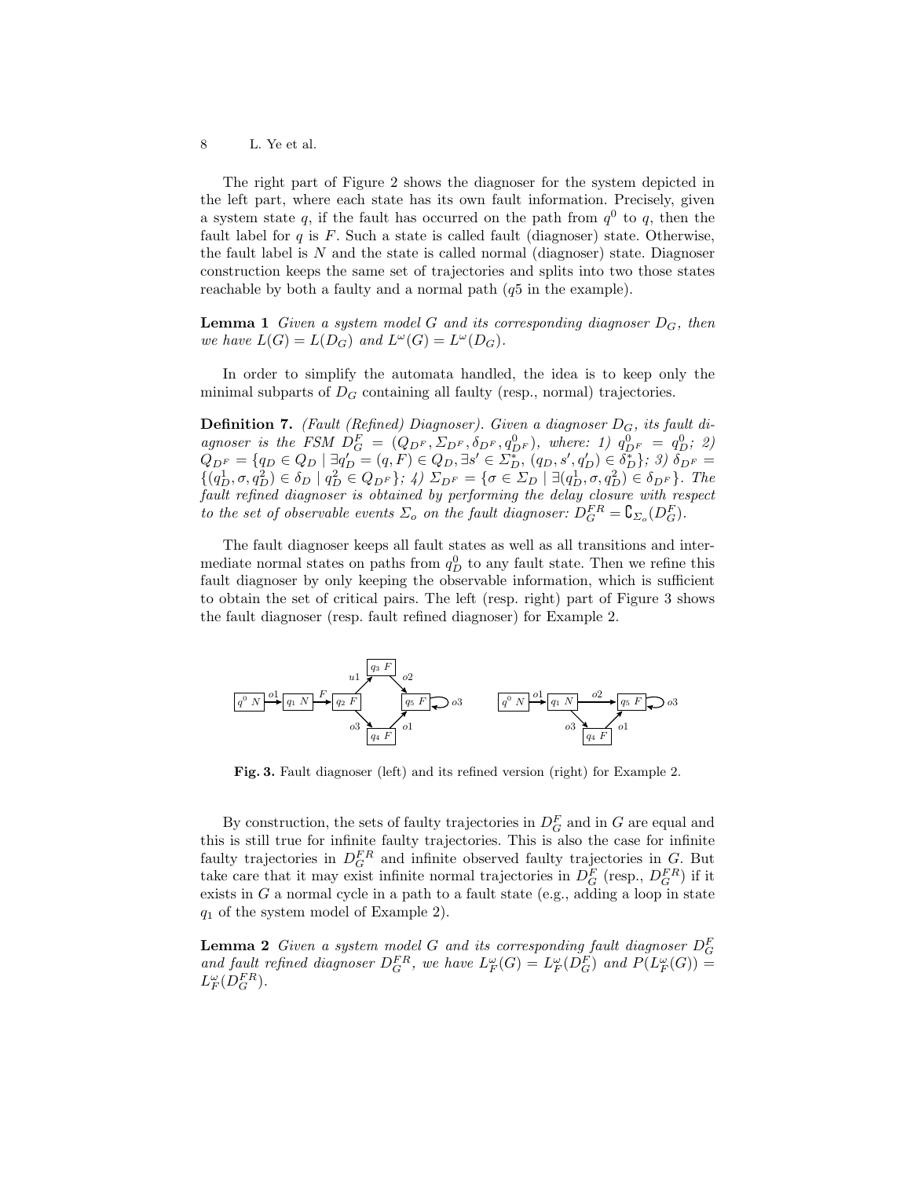The right part of Figure 2 shows the diagnoser for the system depicted in the left part, where each state has its own fault information. Precisely, given a system state $q$, if the fault has occurred on the path from $q^0$ to $q$, then the fault label for $q$ is $F$. Such a state is called fault (diagnoser) state. Otherwise, the fault label is $N$ and the state is called normal (diagnoser) state. Diagnoser construction keeps the same set of trajectories and splits into two those states reachable by both a faulty and a normal path ($q5$ in the example).

**Lemma 1** *Given a system model $G$ and its corresponding diagnoser $D_G$, then we have $L(G) = L(D_G)$ and $L^\omega(G) = L^\omega(D_G)$.*

In order to simplify the automata handled, the idea is to keep only the minimal subparts of $D_G$ containing all faulty (resp., normal) trajectories.

**Definition 7.** *(Fault (Refined) Diagnoser). Given a diagnoser $D_G$, its fault diagnoser is the FSM $D_G^F = (Q_{D^F}, \Sigma_{D^F}, \delta_{D^F}, q^0_{D^F})$, where: 1) $q^0_{D^F} = q^0_D$; 2) $Q_{D^F} = \{q_D \in Q_D \mid \exists q'_D = (q, F) \in Q_D, \exists s' \in \Sigma_D^*, (q_D, s', q'_D) \in \delta_D^*\}$; 3) $\delta_{D^F} = \{(q^1_D, \sigma, q^2_D) \in \delta_D \mid q^2_D \in Q_{D^F}\}$; 4) $\Sigma_{D^F} = \{\sigma \in \Sigma_D \mid \exists (q^1_D, \sigma, q^2_D) \in \delta_{D^F}\}$. The fault refined diagnoser is obtained by performing the delay closure with respect to the set of observable events $\Sigma_o$ on the fault diagnoser: $D_G^{FR} = \mathsf{C}_{\Sigma_o}(D_G^F)$.*

The fault diagnoser keeps all fault states as well as all transitions and intermediate normal states on paths from $q^0_D$ to any fault state. Then we refine this fault diagnoser by only keeping the observable information, which is sufficient to obtain the set of critical pairs. The left (resp. right) part of Figure 3 shows the fault diagnoser (resp. fault refined diagnoser) for Example 2.

**Fig. 3.** Fault diagnoser (left) and its refined version (right) for Example 2.

By construction, the sets of faulty trajectories in $D_G^F$ and in $G$ are equal and this is still true for infinite faulty trajectories. This is also the case for infinite faulty trajectories in $D_G^{FR}$ and infinite observed faulty trajectories in $G$. But take care that it may exist infinite normal trajectories in $D_G^F$ (resp., $D_G^{FR}$) if it exists in $G$ a normal cycle in a path to a fault state (e.g., adding a loop in state $q_1$ of the system model of Example 2).

**Lemma 2** *Given a system model $G$ and its corresponding fault diagnoser $D_G^F$ and fault refined diagnoser $D_G^{FR}$, we have $L_F^\omega(G) = L_F^\omega(D_G^F)$ and $P(L_F^\omega(G)) = L_F^\omega(D_G^{FR})$.*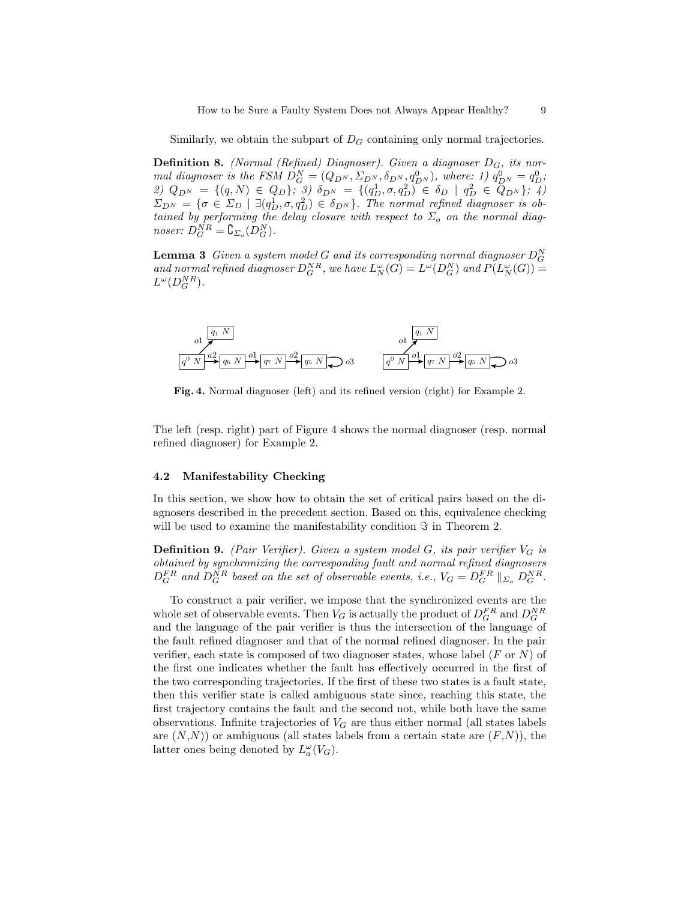Similarly, we obtain the subpart of $D_G$ containing only normal trajectories.

**Definition 8.** *(Normal (Refined) Diagnoser). Given a diagnoser $D_G$, its normal diagnoser is the FSM $D_G^N = (Q_{D^N}, \Sigma_{D^N}, \delta_{D^N}, q^0_{D^N})$, where: 1) $q^0_{D^N} = q^0_D$; 2) $Q_{D^N} = \{(q, N) \in Q_D\}$; 3) $\delta_{D^N} = \{(q^1_D, \sigma, q^2_D) \in \delta_D \mid q^2_D \in Q_{D^N}\}$; 4) $\Sigma_{D^N} = \{\sigma \in \Sigma_D \mid \exists (q^1_D, \sigma, q^2_D) \in \delta_{D^N}\}$. The normal refined diagnoser is obtained by performing the delay closure with respect to $\Sigma_o$ on the normal diagnoser: $D_G^{NR} = \complement_{\Sigma_o}(D_G^N)$.*

**Lemma 3** *Given a system model $G$ and its corresponding normal diagnoser $D_G^N$ and normal refined diagnoser $D_G^{NR}$, we have $L^\omega_N(G) = L^\omega(D_G^N)$ and $P(L^\omega_N(G)) = L^\omega(D_G^{NR})$.*

**Fig. 4.** Normal diagnoser (left) and its refined version (right) for Example 2.

The left (resp. right) part of Figure 4 shows the normal diagnoser (resp. normal refined diagnoser) for Example 2.

### 4.2 Manifestability Checking

In this section, we show how to obtain the set of critical pairs based on the diagnosers described in the precedent section. Based on this, equivalence checking will be used to examine the manifestability condition $\Im$ in Theorem 2.

**Definition 9.** *(Pair Verifier). Given a system model $G$, its pair verifier $V_G$ is obtained by synchronizing the corresponding fault and normal refined diagnosers $D_G^{FR}$ and $D_G^{NR}$ based on the set of observable events, i.e., $V_G = D_G^{FR} \|_{\Sigma_o} D_G^{NR}$.*

To construct a pair verifier, we impose that the synchronized events are the whole set of observable events. Then $V_G$ is actually the product of $D_G^{FR}$ and $D_G^{NR}$ and the language of the pair verifier is thus the intersection of the language of the fault refined diagnoser and that of the normal refined diagnoser. In the pair verifier, each state is composed of two diagnoser states, whose label ($F$ or $N$) of the first one indicates whether the fault has effectively occurred in the first of the two corresponding trajectories. If the first of these two states is a fault state, then this verifier state is called ambiguous state since, reaching this state, the first trajectory contains the fault and the second not, while both have the same observations. Infinite trajectories of $V_G$ are thus either normal (all states labels are $(N,N)$) or ambiguous (all states labels from a certain state are $(F,N)$), the latter ones being denoted by $L^\omega_a(V_G)$.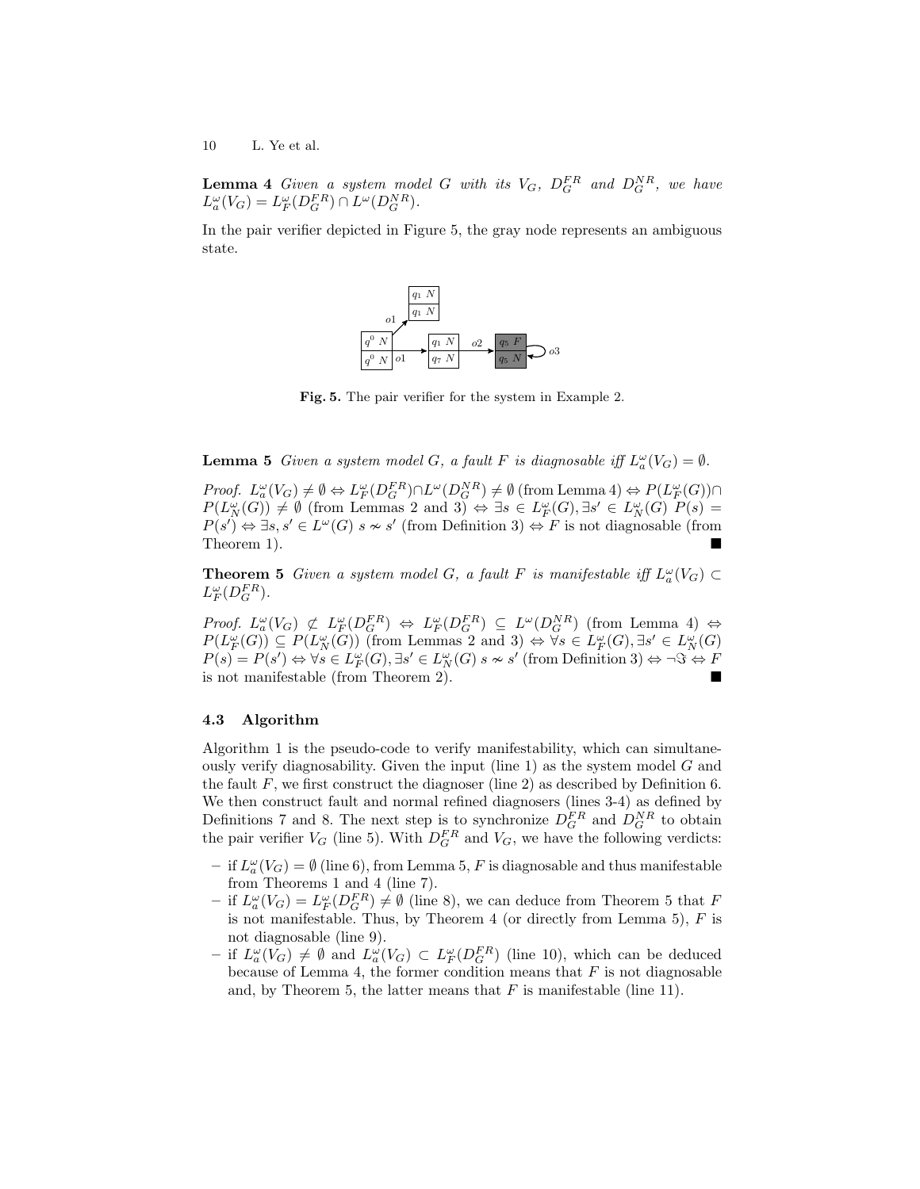**Lemma 4** *Given a system model $G$ with its $V_G$, $D_G^{FR}$ and $D_G^{NR}$, we have $L_a^\omega(V_G) = L_F^\omega(D_G^{FR}) \cap L^\omega(D_G^{NR})$.*

In the pair verifier depicted in Figure 5, the gray node represents an ambiguous state.

**Fig. 5.** The pair verifier for the system in Example 2.

**Lemma 5** *Given a system model $G$, a fault $F$ is diagnosable iff $L_a^\omega(V_G) = \emptyset$.*

*Proof.* $L_a^\omega(V_G) \neq \emptyset \Leftrightarrow L_F^\omega(D_G^{FR}) \cap L^\omega(D_G^{NR}) \neq \emptyset$ (from Lemma 4) $\Leftrightarrow P(L_F^\omega(G)) \cap P(L_N^\omega(G)) \neq \emptyset$ (from Lemmas 2 and 3) $\Leftrightarrow \exists s \in L_F^\omega(G), \exists s' \in L_N^\omega(G)\ P(s) = P(s') \Leftrightarrow \exists s, s' \in L^\omega(G)\ s \nsim s'$ (from Definition 3) $\Leftrightarrow F$ is not diagnosable (from Theorem 1). ■

**Theorem 5** *Given a system model $G$, a fault $F$ is manifestable iff $L_a^\omega(V_G) \subset L_F^\omega(D_G^{FR})$.*

*Proof.* $L_a^\omega(V_G) \not\subset L_F^\omega(D_G^{FR}) \Leftrightarrow L_F^\omega(D_G^{FR}) \subseteq L^\omega(D_G^{NR})$ (from Lemma 4) $\Leftrightarrow P(L_F^\omega(G)) \subseteq P(L_N^\omega(G))$ (from Lemmas 2 and 3) $\Leftrightarrow \forall s \in L_F^\omega(G), \exists s' \in L_N^\omega(G)\ P(s) = P(s') \Leftrightarrow \forall s \in L_F^\omega(G), \exists s' \in L_N^\omega(G)\ s \nsim s'$ (from Definition 3) $\Leftrightarrow \neg\Im \Leftrightarrow F$ is not manifestable (from Theorem 2). ■

### 4.3 Algorithm

Algorithm 1 is the pseudo-code to verify manifestability, which can simultaneously verify diagnosability. Given the input (line 1) as the system model $G$ and the fault $F$, we first construct the diagnoser (line 2) as described by Definition 6. We then construct fault and normal refined diagnosers (lines 3-4) as defined by Definitions 7 and 8. The next step is to synchronize $D_G^{FR}$ and $D_G^{NR}$ to obtain the pair verifier $V_G$ (line 5). With $D_G^{FR}$ and $V_G$, we have the following verdicts:

- if $L_a^\omega(V_G) = \emptyset$ (line 6), from Lemma 5, $F$ is diagnosable and thus manifestable from Theorems 1 and 4 (line 7).
- if $L_a^\omega(V_G) = L_F^\omega(D_G^{FR}) \neq \emptyset$ (line 8), we can deduce from Theorem 5 that $F$ is not manifestable. Thus, by Theorem 4 (or directly from Lemma 5), $F$ is not diagnosable (line 9).
- if $L_a^\omega(V_G) \neq \emptyset$ and $L_a^\omega(V_G) \subset L_F^\omega(D_G^{FR})$ (line 10), which can be deduced because of Lemma 4, the former condition means that $F$ is not diagnosable and, by Theorem 5, the latter means that $F$ is manifestable (line 11).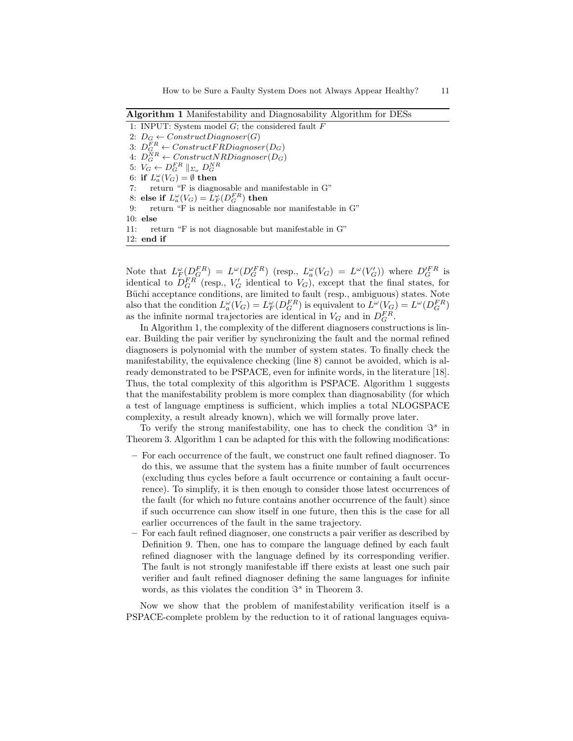**Algorithm 1** Manifestability and Diagnosability Algorithm for DESs

```
1: INPUT: System model G; the considered fault F
2: D_G ← ConstructDiagnoser(G)
3: D_G^FR ← ConstructFRDiagnoser(D_G)
4: D_G^NR ← ConstructNRDiagnoser(D_G)
5: V_G ← D_G^FR ||_Σo D_G^NR
6: if L_a^ω(V_G) = ∅ then
7:     return "F is diagnosable and manifestable in G"
8: else if L_a^ω(V_G) = L_F^ω(D_G^FR) then
9:     return "F is neither diagnosable nor manifestable in G"
10: else
11:    return "F is not diagnosable but manifestable in G"
12: end if
```

Note that $L_F^\omega(D_G^{FR}) = L^\omega(D_G'^{FR})$ (resp., $L_a^\omega(V_G) = L^\omega(V_G')$) where $D_G'^{FR}$ is identical to $D_G^{FR}$ (resp., $V_G'$ identical to $V_G$), except that the final states, for Büchi acceptance conditions, are limited to fault (resp., ambiguous) states. Note also that the condition $L_a^\omega(V_G) = L_F^\omega(D_G^{FR})$ is equivalent to $L^\omega(V_G) = L^\omega(D_G^{FR})$ as the infinite normal trajectories are identical in $V_G$ and in $D_G^{FR}$.

In Algorithm 1, the complexity of the different diagnosers constructions is linear. Building the pair verifier by synchronizing the fault and the normal refined diagnosers is polynomial with the number of system states. To finally check the manifestability, the equivalence checking (line 8) cannot be avoided, which is already demonstrated to be PSPACE, even for infinite words, in the literature [18]. Thus, the total complexity of this algorithm is PSPACE. Algorithm 1 suggests that the manifestability problem is more complex than diagnosability (for which a test of language emptiness is sufficient, which implies a total NLOGSPACE complexity, a result already known), which we will formally prove later.

To verify the strong manifestability, one has to check the condition $\Im^s$ in Theorem 3. Algorithm 1 can be adapted for this with the following modifications:

- For each occurrence of the fault, we construct one fault refined diagnoser. To do this, we assume that the system has a finite number of fault occurrences (excluding thus cycles before a fault occurrence or containing a fault occurrence). To simplify, it is then enough to consider those latest occurrences of the fault (for which no future contains another occurrence of the fault) since if such occurrence can show itself in one future, then this is the case for all earlier occurrences of the fault in the same trajectory.
- For each fault refined diagnoser, one constructs a pair verifier as described by Definition 9. Then, one has to compare the language defined by each fault refined diagnoser with the language defined by its corresponding verifier. The fault is not strongly manifestable iff there exists at least one such pair verifier and fault refined diagnoser defining the same languages for infinite words, as this violates the condition $\Im^s$ in Theorem 3.

Now we show that the problem of manifestability verification itself is a PSPACE-complete problem by the reduction to it of rational languages equiva-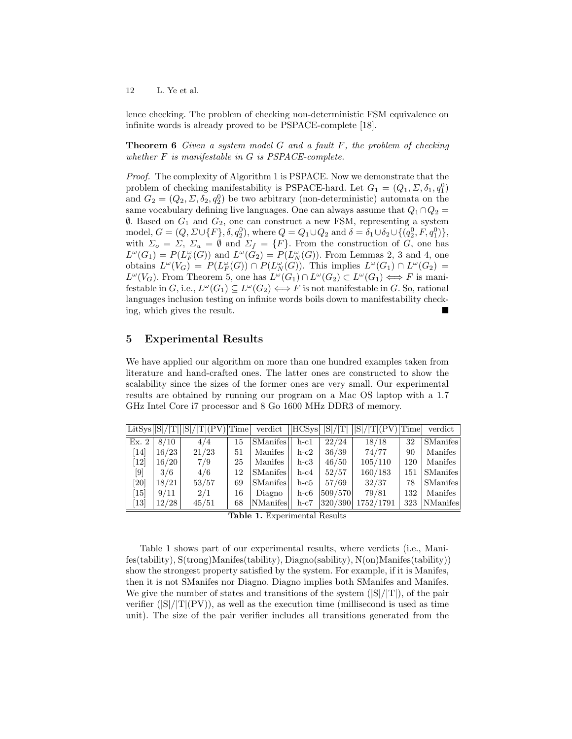lence checking. The problem of checking non-deterministic FSM equivalence on infinite words is already proved to be PSPACE-complete [18].

**Theorem 6** *Given a system model $G$ and a fault $F$, the problem of checking whether $F$ is manifestable in $G$ is PSPACE-complete.*

*Proof.* The complexity of Algorithm 1 is PSPACE. Now we demonstrate that the problem of checking manifestability is PSPACE-hard. Let $G_1 = (Q_1, \Sigma, \delta_1, q_1^0)$ and $G_2 = (Q_2, \Sigma, \delta_2, q_2^0)$ be two arbitrary (non-deterministic) automata on the same vocabulary defining live languages. One can always assume that $Q_1 \cap Q_2 = \emptyset$. Based on $G_1$ and $G_2$, one can construct a new FSM, representing a system model, $G = (Q, \Sigma \cup \{F\}, \delta, q_2^0)$, where $Q = Q_1 \cup Q_2$ and $\delta = \delta_1 \cup \delta_2 \cup \{(q_2^0, F, q_1^0)\}$, with $\Sigma_o = \Sigma$, $\Sigma_u = \emptyset$ and $\Sigma_f = \{F\}$. From the construction of $G$, one has $L^\omega(G_1) = P(L_F^\omega(G))$ and $L^\omega(G_2) = P(L_N^\omega(G))$. From Lemmas 2, 3 and 4, one obtains $L^\omega(V_G) = P(L_F^\omega(G)) \cap P(L_N^\omega(G))$. This implies $L^\omega(G_1) \cap L^\omega(G_2) = L^\omega(V_G)$. From Theorem 5, one has $L^\omega(G_1) \cap L^\omega(G_2) \subset L^\omega(G_1) \iff F$ is manifestable in $G$, i.e., $L^\omega(G_1) \subseteq L^\omega(G_2) \iff F$ is not manifestable in $G$. So, rational languages inclusion testing on infinite words boils down to manifestability checking, which gives the result. ∎

## 5 Experimental Results

We have applied our algorithm on more than one hundred examples taken from literature and hand-crafted ones. The latter ones are constructed to show the scalability since the sizes of the former ones are very small. Our experimental results are obtained by running our program on a Mac OS laptop with a 1.7 GHz Intel Core i7 processor and 8 Go 1600 MHz DDR3 of memory.

| LitSys | \|S\|/\|T\| | \|S\|/\|T\|(PV) | Time | verdict | HCSys | \|S\|/\|T\| | \|S\|/\|T\|(PV) | Time | verdict |
|---|---|---|---|---|---|---|---|---|---|
| Ex. 2 | 8/10 | 4/4 | 15 | SManifes | h-c1 | 22/24 | 18/18 | 32 | SManifes |
| [14] | 16/23 | 21/23 | 51 | Manifes | h-c2 | 36/39 | 74/77 | 90 | Manifes |
| [12] | 16/20 | 7/9 | 25 | Manifes | h-c3 | 46/50 | 105/110 | 120 | Manifes |
| [9] | 3/6 | 4/6 | 12 | SManifes | h-c4 | 52/57 | 160/183 | 151 | SManifes |
| [20] | 18/21 | 53/57 | 69 | SManifes | h-c5 | 57/69 | 32/37 | 78 | SManifes |
| [15] | 9/11 | 2/1 | 16 | Diagno | h-c6 | 509/570 | 79/81 | 132 | Manifes |
| [13] | 12/28 | 45/51 | 68 | NManifes | h-c7 | 320/390 | 1752/1791 | 323 | NManifes |

**Table 1.** Experimental Results

Table 1 shows part of our experimental results, where verdicts (i.e., Manifes(tability), S(trong)Manifes(tability), Diagno(sability), N(on)Manifes(tability)) show the strongest property satisfied by the system. For example, if it is Manifes, then it is not SManifes nor Diagno. Diagno implies both SManifes and Manifes. We give the number of states and transitions of the system (|S|/|T|), of the pair verifier (|S|/|T|(PV)), as well as the execution time (millisecond is used as time unit). The size of the pair verifier includes all transitions generated from the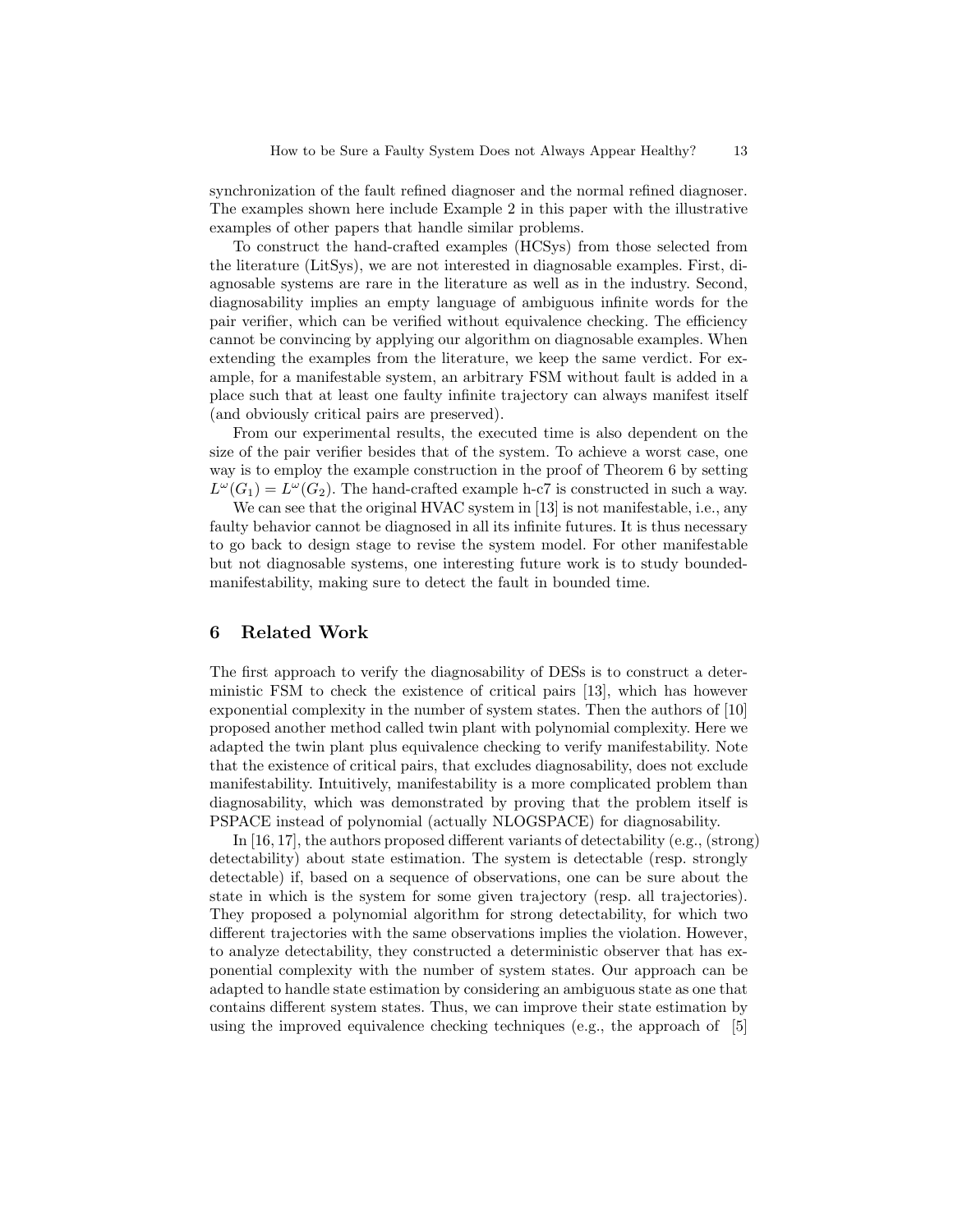synchronization of the fault refined diagnoser and the normal refined diagnoser. The examples shown here include Example 2 in this paper with the illustrative examples of other papers that handle similar problems.

To construct the hand-crafted examples (HCSys) from those selected from the literature (LitSys), we are not interested in diagnosable examples. First, diagnosable systems are rare in the literature as well as in the industry. Second, diagnosability implies an empty language of ambiguous infinite words for the pair verifier, which can be verified without equivalence checking. The efficiency cannot be convincing by applying our algorithm on diagnosable examples. When extending the examples from the literature, we keep the same verdict. For example, for a manifestable system, an arbitrary FSM without fault is added in a place such that at least one faulty infinite trajectory can always manifest itself (and obviously critical pairs are preserved).

From our experimental results, the executed time is also dependent on the size of the pair verifier besides that of the system. To achieve a worst case, one way is to employ the example construction in the proof of Theorem 6 by setting $L^{\omega}(G_1) = L^{\omega}(G_2)$. The hand-crafted example h-c7 is constructed in such a way.

We can see that the original HVAC system in [13] is not manifestable, i.e., any faulty behavior cannot be diagnosed in all its infinite futures. It is thus necessary to go back to design stage to revise the system model. For other manifestable but not diagnosable systems, one interesting future work is to study bounded-manifestability, making sure to detect the fault in bounded time.

## 6 Related Work

The first approach to verify the diagnosability of DESs is to construct a deterministic FSM to check the existence of critical pairs [13], which has however exponential complexity in the number of system states. Then the authors of [10] proposed another method called twin plant with polynomial complexity. Here we adapted the twin plant plus equivalence checking to verify manifestability. Note that the existence of critical pairs, that excludes diagnosability, does not exclude manifestability. Intuitively, manifestability is a more complicated problem than diagnosability, which was demonstrated by proving that the problem itself is PSPACE instead of polynomial (actually NLOGSPACE) for diagnosability.

In [16, 17], the authors proposed different variants of detectability (e.g., (strong) detectability) about state estimation. The system is detectable (resp. strongly detectable) if, based on a sequence of observations, one can be sure about the state in which is the system for some given trajectory (resp. all trajectories). They proposed a polynomial algorithm for strong detectability, for which two different trajectories with the same observations implies the violation. However, to analyze detectability, they constructed a deterministic observer that has exponential complexity with the number of system states. Our approach can be adapted to handle state estimation by considering an ambiguous state as one that contains different system states. Thus, we can improve their state estimation by using the improved equivalence checking techniques (e.g., the approach of [5]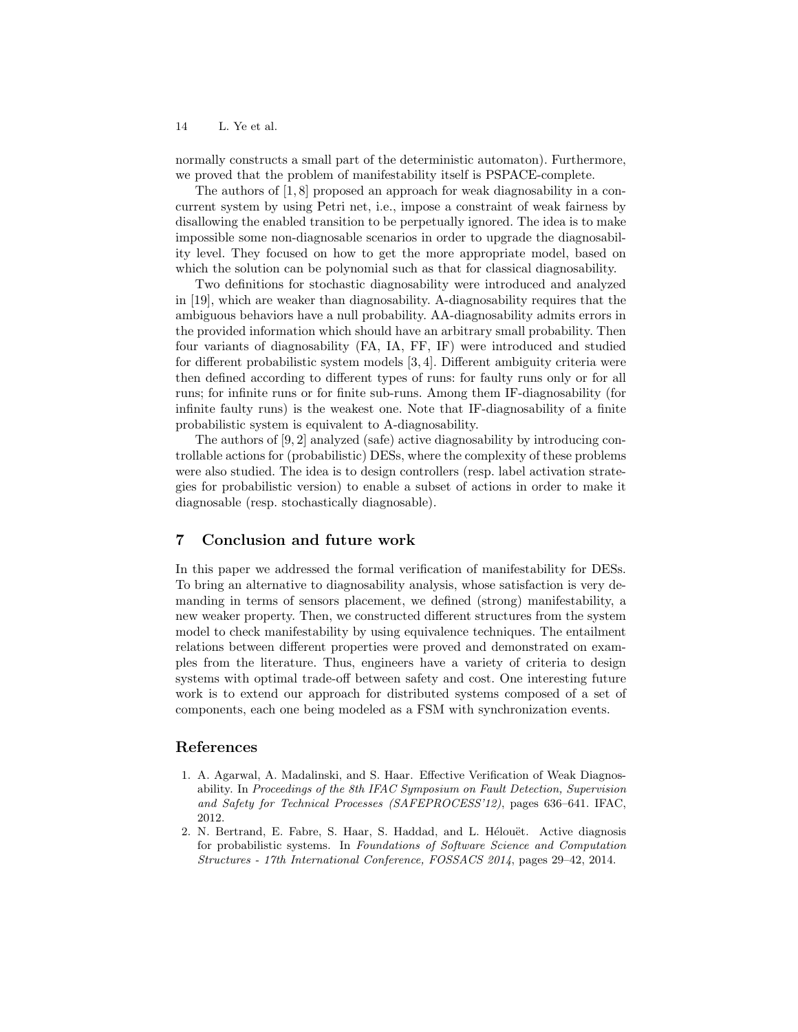normally constructs a small part of the deterministic automaton). Furthermore, we proved that the problem of manifestability itself is PSPACE-complete.

The authors of [1, 8] proposed an approach for weak diagnosability in a concurrent system by using Petri net, i.e., impose a constraint of weak fairness by disallowing the enabled transition to be perpetually ignored. The idea is to make impossible some non-diagnosable scenarios in order to upgrade the diagnosability level. They focused on how to get the more appropriate model, based on which the solution can be polynomial such as that for classical diagnosability.

Two definitions for stochastic diagnosability were introduced and analyzed in [19], which are weaker than diagnosability. A-diagnosability requires that the ambiguous behaviors have a null probability. AA-diagnosability admits errors in the provided information which should have an arbitrary small probability. Then four variants of diagnosability (FA, IA, FF, IF) were introduced and studied for different probabilistic system models [3, 4]. Different ambiguity criteria were then defined according to different types of runs: for faulty runs only or for all runs; for infinite runs or for finite sub-runs. Among them IF-diagnosability (for infinite faulty runs) is the weakest one. Note that IF-diagnosability of a finite probabilistic system is equivalent to A-diagnosability.

The authors of [9, 2] analyzed (safe) active diagnosability by introducing controllable actions for (probabilistic) DESs, where the complexity of these problems were also studied. The idea is to design controllers (resp. label activation strategies for probabilistic version) to enable a subset of actions in order to make it diagnosable (resp. stochastically diagnosable).

## 7 Conclusion and future work

In this paper we addressed the formal verification of manifestability for DESs. To bring an alternative to diagnosability analysis, whose satisfaction is very demanding in terms of sensors placement, we defined (strong) manifestability, a new weaker property. Then, we constructed different structures from the system model to check manifestability by using equivalence techniques. The entailment relations between different properties were proved and demonstrated on examples from the literature. Thus, engineers have a variety of criteria to design systems with optimal trade-off between safety and cost. One interesting future work is to extend our approach for distributed systems composed of a set of components, each one being modeled as a FSM with synchronization events.

## References

1. A. Agarwal, A. Madalinski, and S. Haar. Effective Verification of Weak Diagnosability. In *Proceedings of the 8th IFAC Symposium on Fault Detection, Supervision and Safety for Technical Processes (SAFEPROCESS'12)*, pages 636–641. IFAC, 2012.
2. N. Bertrand, E. Fabre, S. Haar, S. Haddad, and L. Hélouët. Active diagnosis for probabilistic systems. In *Foundations of Software Science and Computation Structures - 17th International Conference, FOSSACS 2014*, pages 29–42, 2014.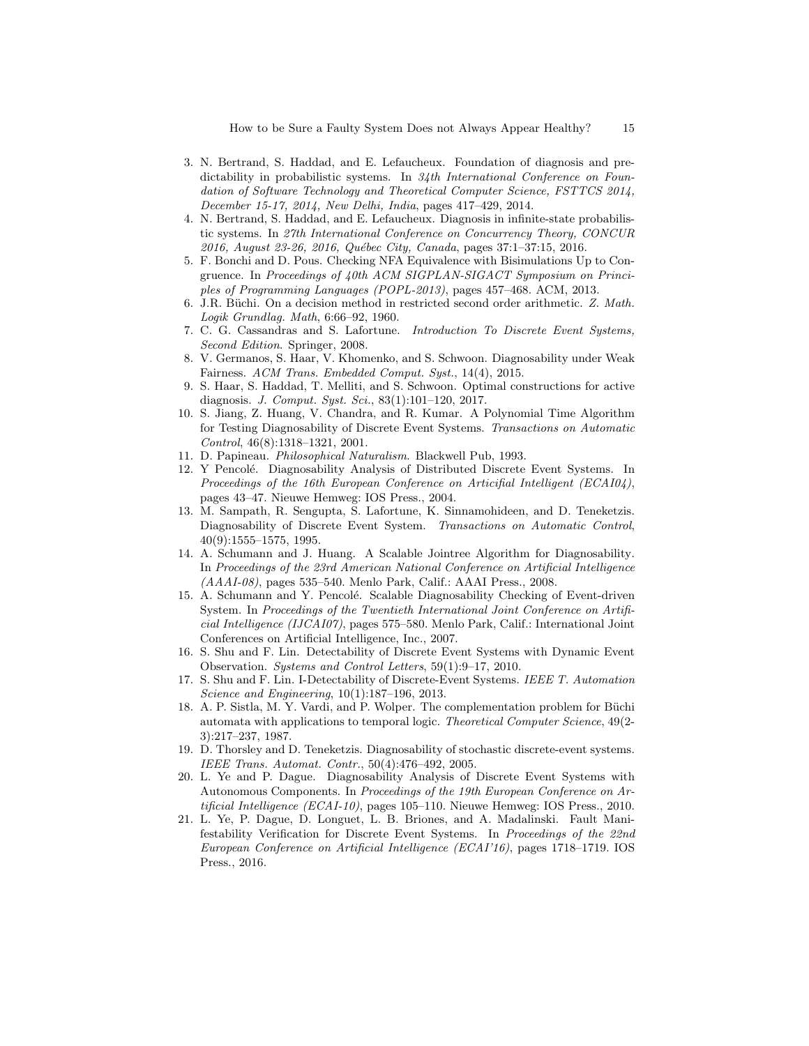3. N. Bertrand, S. Haddad, and E. Lefaucheux. Foundation of diagnosis and predictability in probabilistic systems. In *34th International Conference on Foundation of Software Technology and Theoretical Computer Science, FSTTCS 2014, December 15-17, 2014, New Delhi, India*, pages 417–429, 2014.
4. N. Bertrand, S. Haddad, and E. Lefaucheux. Diagnosis in infinite-state probabilistic systems. In *27th International Conference on Concurrency Theory, CONCUR 2016, August 23-26, 2016, Québec City, Canada*, pages 37:1–37:15, 2016.
5. F. Bonchi and D. Pous. Checking NFA Equivalence with Bisimulations Up to Congruence. In *Proceedings of 40th ACM SIGPLAN-SIGACT Symposium on Principles of Programming Languages (POPL-2013)*, pages 457–468. ACM, 2013.
6. J.R. Büchi. On a decision method in restricted second order arithmetic. *Z. Math. Logik Grundlag. Math*, 6:66–92, 1960.
7. C. G. Cassandras and S. Lafortune. *Introduction To Discrete Event Systems, Second Edition*. Springer, 2008.
8. V. Germanos, S. Haar, V. Khomenko, and S. Schwoon. Diagnosability under Weak Fairness. *ACM Trans. Embedded Comput. Syst.*, 14(4), 2015.
9. S. Haar, S. Haddad, T. Melliti, and S. Schwoon. Optimal constructions for active diagnosis. *J. Comput. Syst. Sci.*, 83(1):101–120, 2017.
10. S. Jiang, Z. Huang, V. Chandra, and R. Kumar. A Polynomial Time Algorithm for Testing Diagnosability of Discrete Event Systems. *Transactions on Automatic Control*, 46(8):1318–1321, 2001.
11. D. Papineau. *Philosophical Naturalism*. Blackwell Pub, 1993.
12. Y Pencolé. Diagnosability Analysis of Distributed Discrete Event Systems. In *Proceedings of the 16th European Conference on Articifial Intelligent (ECAI04)*, pages 43–47. Nieuwe Hemweg: IOS Press., 2004.
13. M. Sampath, R. Sengupta, S. Lafortune, K. Sinnamohideen, and D. Teneketzis. Diagnosability of Discrete Event System. *Transactions on Automatic Control*, 40(9):1555–1575, 1995.
14. A. Schumann and J. Huang. A Scalable Jointree Algorithm for Diagnosability. In *Proceedings of the 23rd American National Conference on Artificial Intelligence (AAAI-08)*, pages 535–540. Menlo Park, Calif.: AAAI Press., 2008.
15. A. Schumann and Y. Pencolé. Scalable Diagnosability Checking of Event-driven System. In *Proceedings of the Twentieth International Joint Conference on Artificial Intelligence (IJCAI07)*, pages 575–580. Menlo Park, Calif.: International Joint Conferences on Artificial Intelligence, Inc., 2007.
16. S. Shu and F. Lin. Detectability of Discrete Event Systems with Dynamic Event Observation. *Systems and Control Letters*, 59(1):9–17, 2010.
17. S. Shu and F. Lin. I-Detectability of Discrete-Event Systems. *IEEE T. Automation Science and Engineering*, 10(1):187–196, 2013.
18. A. P. Sistla, M. Y. Vardi, and P. Wolper. The complementation problem for Büchi automata with applications to temporal logic. *Theoretical Computer Science*, 49(2-3):217–237, 1987.
19. D. Thorsley and D. Teneketzis. Diagnosability of stochastic discrete-event systems. *IEEE Trans. Automat. Contr.*, 50(4):476–492, 2005.
20. L. Ye and P. Dague. Diagnosability Analysis of Discrete Event Systems with Autonomous Components. In *Proceedings of the 19th European Conference on Artificial Intelligence (ECAI-10)*, pages 105–110. Nieuwe Hemweg: IOS Press., 2010.
21. L. Ye, P. Dague, D. Longuet, L. B. Briones, and A. Madalinski. Fault Manifestability Verification for Discrete Event Systems. In *Proceedings of the 22nd European Conference on Artificial Intelligence (ECAI'16)*, pages 1718–1719. IOS Press., 2016.